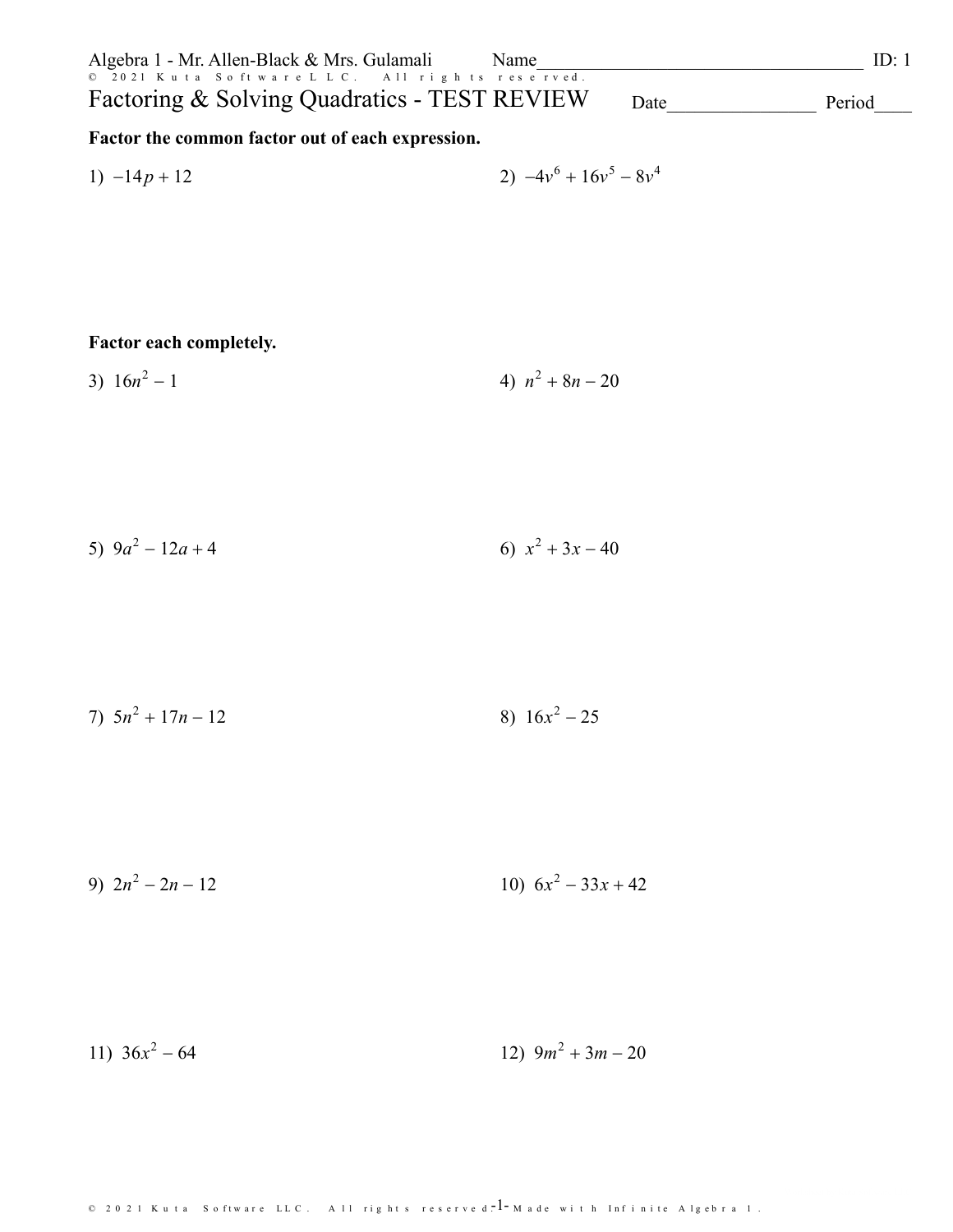Algebra 1 - Mr. Allen-Black & Mrs. Gulamali    Name____________________ ID: 1

# Factoring & Solving Quadratics - TEST REVIEW

Date________________ Period____

**Factor the common factor out of each expression.**

1) $-14p + 12$

2) $-4v^6 + 16v^5 - 8v^4$

**Factor each completely.**

3) $16n^2 - 1$

4) $n^2 + 8n - 20$

5) $9a^2 - 12a + 4$

6) $x^2 + 3x - 40$

7) $5n^2 + 17n - 12$

8) $16x^2 - 25$

9) $2n^2 - 2n - 12$

10) $6x^2 - 33x + 42$

11) $36x^2 - 64$

12) $9m^2 + 3m - 20$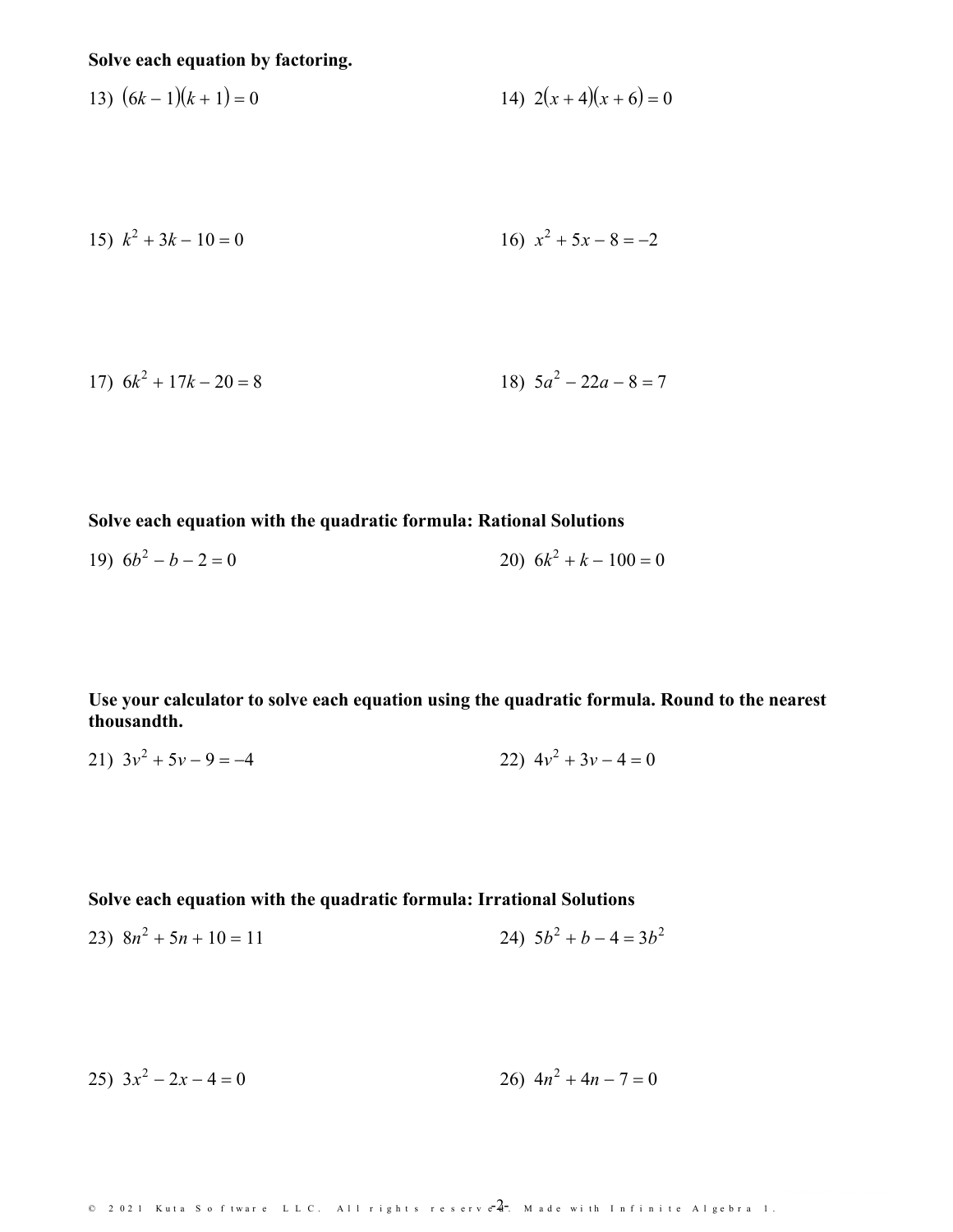**Solve each equation by factoring.**

13) $(6k - 1)(k + 1) = 0$

14) $2(x + 4)(x + 6) = 0$

15) $k^2 + 3k - 10 = 0$

16) $x^2 + 5x - 8 = -2$

17) $6k^2 + 17k - 20 = 8$

18) $5a^2 - 22a - 8 = 7$

**Solve each equation with the quadratic formula: Rational Solutions**

19) $6b^2 - b - 2 = 0$

20) $6k^2 + k - 100 = 0$

**Use your calculator to solve each equation using the quadratic formula. Round to the nearest thousandth.**

21) $3v^2 + 5v - 9 = -4$

22) $4v^2 + 3v - 4 = 0$

**Solve each equation with the quadratic formula: Irrational Solutions**

23) $8n^2 + 5n + 10 = 11$

24) $5b^2 + b - 4 = 3b^2$

25) $3x^2 - 2x - 4 = 0$

26) $4n^2 + 4n - 7 = 0$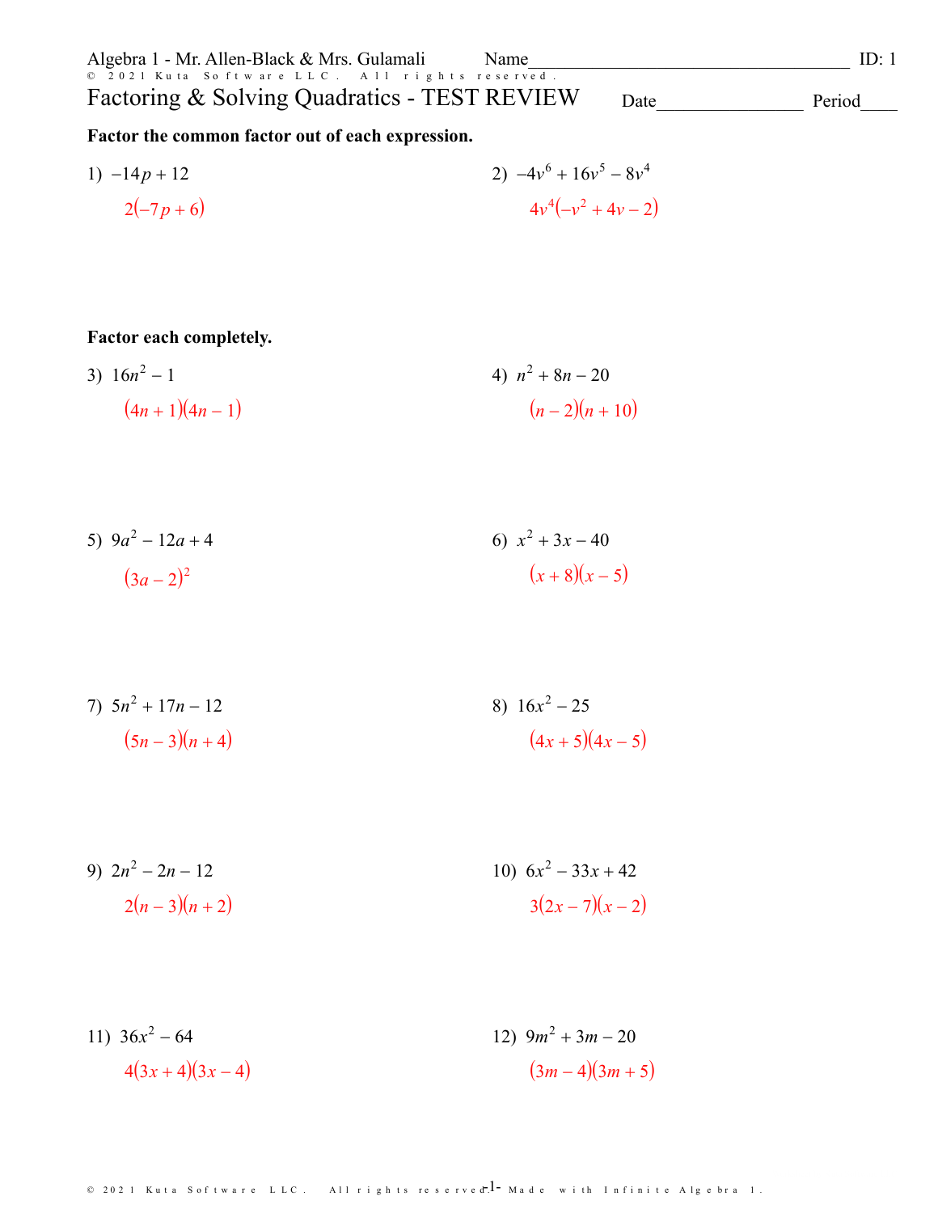Algebra 1 - Mr. Allen-Black & Mrs. Gulamali Name____________________________________ ID: 1

# Factoring & Solving Quadratics - TEST REVIEW

Date________________ Period____

**Factor the common factor out of each expression.**

1) $-14p + 12$

$2(-7p + 6)$

2) $-4v^6 + 16v^5 - 8v^4$

$4v^4(-v^2 + 4v - 2)$

**Factor each completely.**

3) $16n^2 - 1$

$(4n + 1)(4n - 1)$

4) $n^2 + 8n - 20$

$(n - 2)(n + 10)$

5) $9a^2 - 12a + 4$

$(3a - 2)^2$

6) $x^2 + 3x - 40$

$(x + 8)(x - 5)$

7) $5n^2 + 17n - 12$

$(5n - 3)(n + 4)$

8) $16x^2 - 25$

$(4x + 5)(4x - 5)$

9) $2n^2 - 2n - 12$

$2(n - 3)(n + 2)$

10) $6x^2 - 33x + 42$

$3(2x - 7)(x - 2)$

11) $36x^2 - 64$

$4(3x + 4)(3x - 4)$

12) $9m^2 + 3m - 20$

$(3m - 4)(3m + 5)$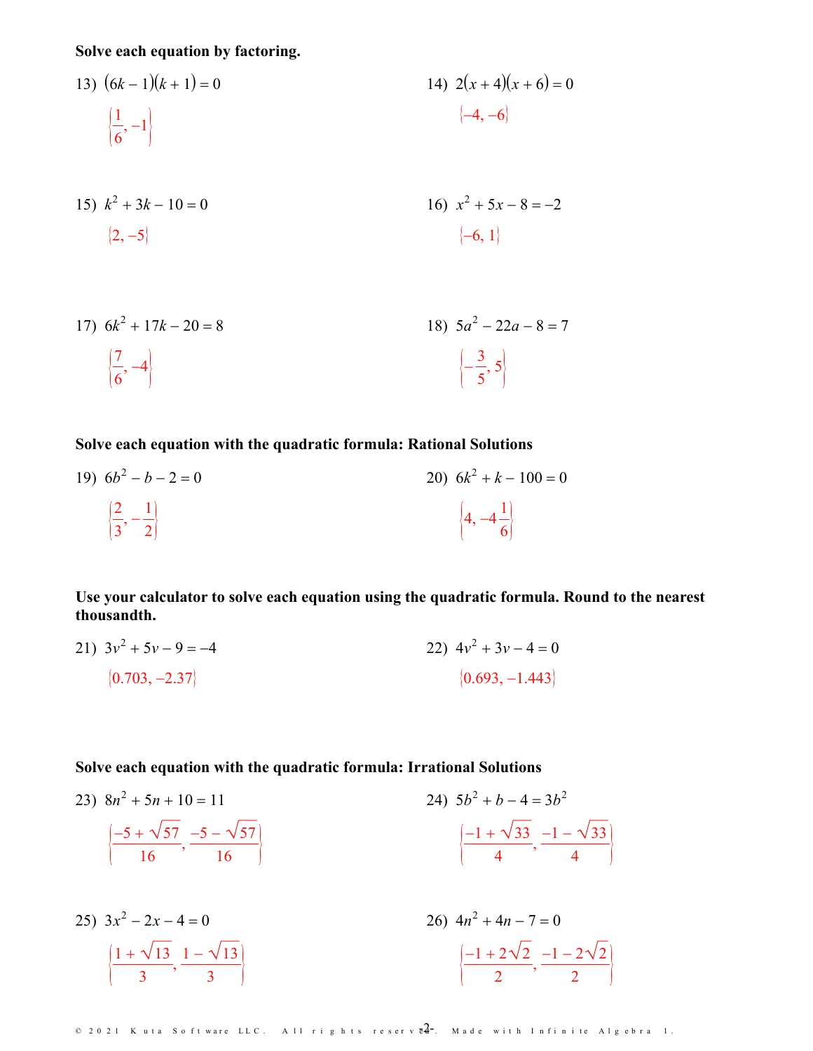**Solve each equation by factoring.**

13) $(6k - 1)(k + 1) = 0$

$\left\{\frac{1}{6}, -1\right\}$

14) $2(x + 4)(x + 6) = 0$

$\{-4, -6\}$

15) $k^2 + 3k - 10 = 0$

$\{2, -5\}$

16) $x^2 + 5x - 8 = -2$

$\{-6, 1\}$

17) $6k^2 + 17k - 20 = 8$

$\left\{\frac{7}{6}, -4\right\}$

18) $5a^2 - 22a - 8 = 7$

$\left\{-\frac{3}{5}, 5\right\}$

**Solve each equation with the quadratic formula: Rational Solutions**

19) $6b^2 - b - 2 = 0$

$\left\{\frac{2}{3}, -\frac{1}{2}\right\}$

20) $6k^2 + k - 100 = 0$

$\left\{4, -4\frac{1}{6}\right\}$

**Use your calculator to solve each equation using the quadratic formula. Round to the nearest thousandth.**

21) $3v^2 + 5v - 9 = -4$

$\{0.703, -2.37\}$

22) $4v^2 + 3v - 4 = 0$

$\{0.693, -1.443\}$

**Solve each equation with the quadratic formula: Irrational Solutions**

23) $8n^2 + 5n + 10 = 11$

$\left\{\frac{-5 + \sqrt{57}}{16}, \frac{-5 - \sqrt{57}}{16}\right\}$

24) $5b^2 + b - 4 = 3b^2$

$\left\{\frac{-1 + \sqrt{33}}{4}, \frac{-1 - \sqrt{33}}{4}\right\}$

25) $3x^2 - 2x - 4 = 0$

$\left\{\frac{1 + \sqrt{13}}{3}, \frac{1 - \sqrt{13}}{3}\right\}$

26) $4n^2 + 4n - 7 = 0$

$\left\{\frac{-1 + 2\sqrt{2}}{2}, \frac{-1 - 2\sqrt{2}}{2}\right\}$

© 2021 Kuta Software LLC. All rights reserved. Made with Infinite Algebra 1.